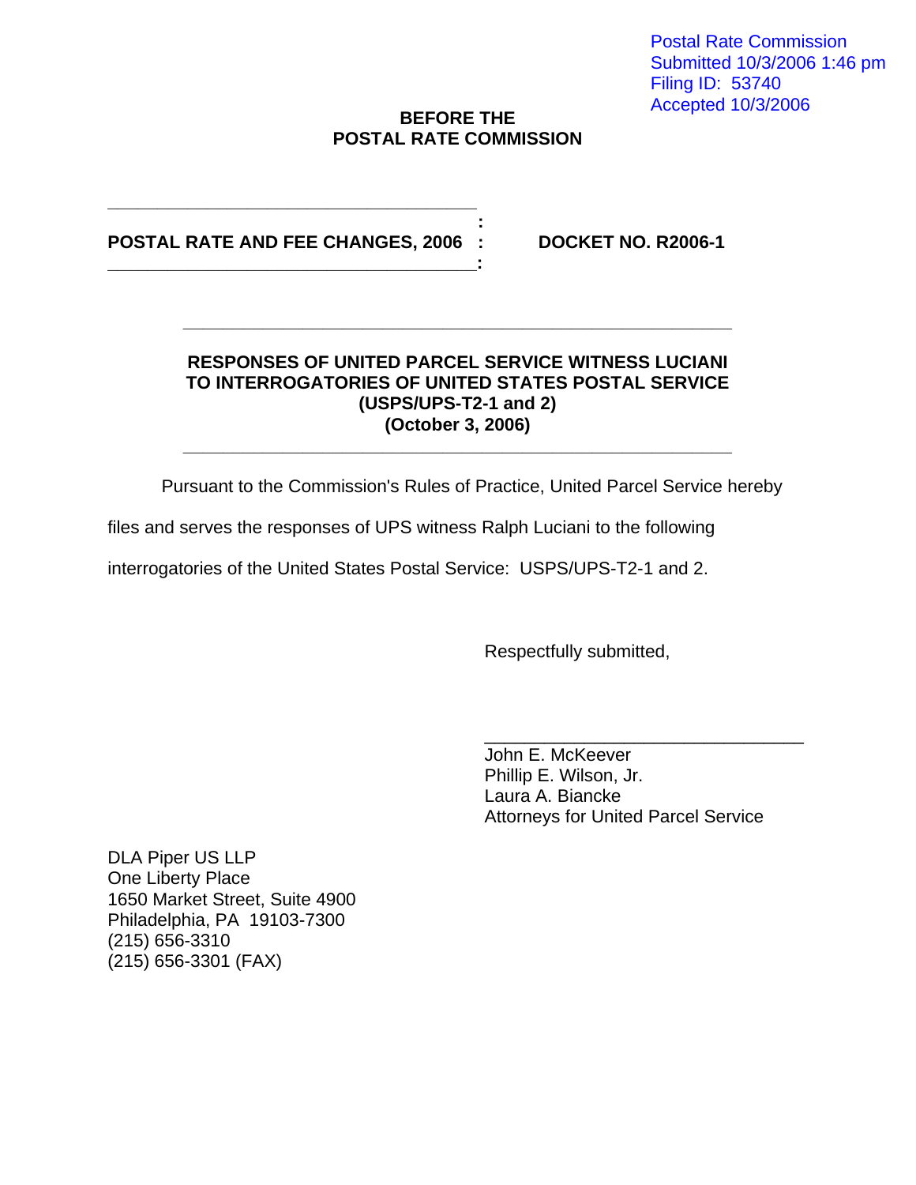Postal Rate Commission
Submitted 10/3/2006 1:46 pm
Filing ID: 53740
Accepted 10/3/2006

**BEFORE THE**
**POSTAL RATE COMMISSION**

**POSTAL RATE AND FEE CHANGES, 2006** : **DOCKET NO. R2006-1**

---

**RESPONSES OF UNITED PARCEL SERVICE WITNESS LUCIANI TO INTERROGATORIES OF UNITED STATES POSTAL SERVICE (USPS/UPS-T2-1 and 2) (October 3, 2006)**

---

Pursuant to the Commission's Rules of Practice, United Parcel Service hereby files and serves the responses of UPS witness Ralph Luciani to the following interrogatories of the United States Postal Service: USPS/UPS-T2-1 and 2.

Respectfully submitted,

\_\_\_\_\_\_\_\_\_\_\_\_\_\_\_\_\_\_\_\_\_\_\_\_\_\_\_\_\_\_\_\_
John E. McKeever
Phillip E. Wilson, Jr.
Laura A. Biancke
Attorneys for United Parcel Service

DLA Piper US LLP
One Liberty Place
1650 Market Street, Suite 4900
Philadelphia, PA 19103-7300
(215) 656-3310
(215) 656-3301 (FAX)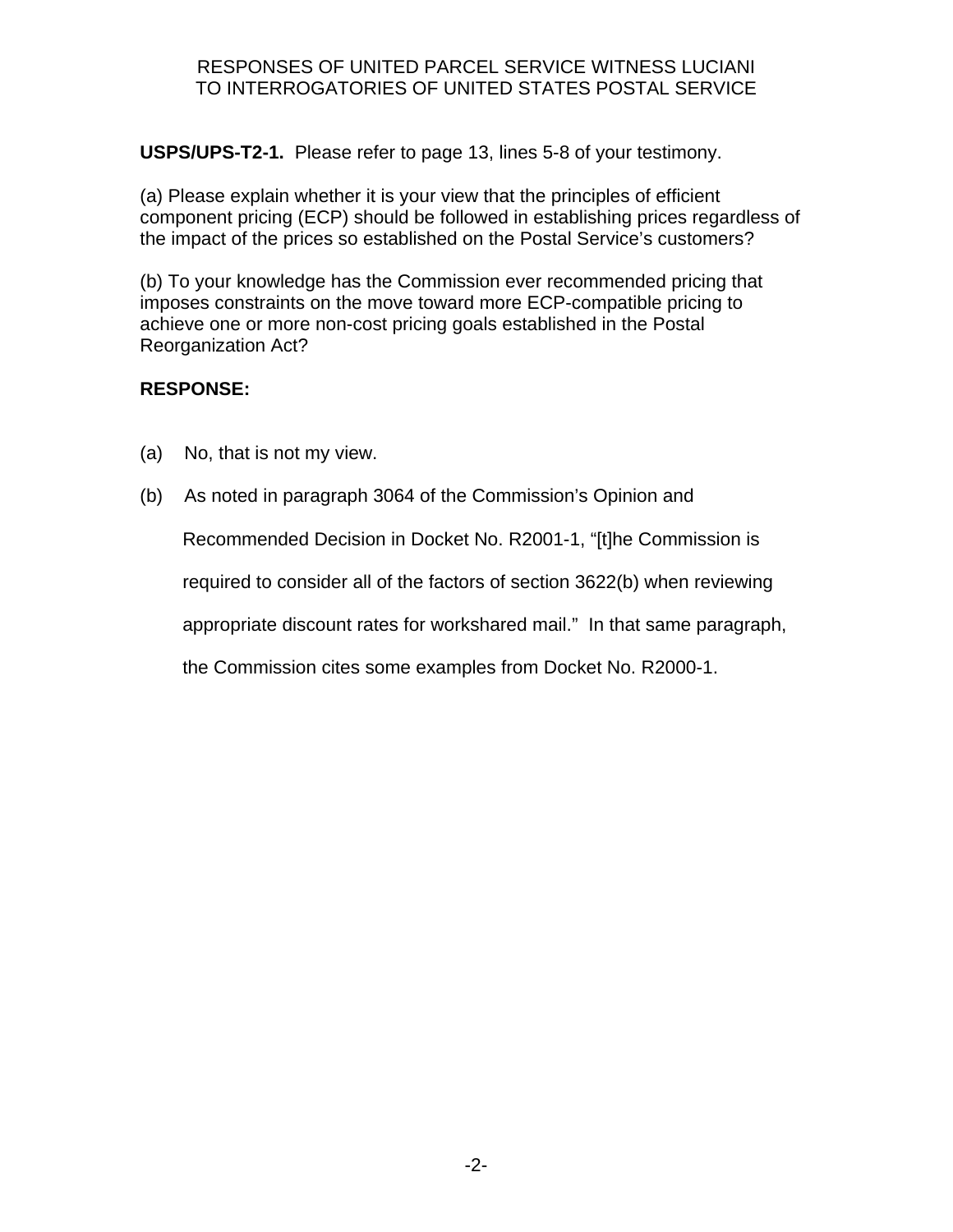RESPONSES OF UNITED PARCEL SERVICE WITNESS LUCIANI
TO INTERROGATORIES OF UNITED STATES POSTAL SERVICE

**USPS/UPS-T2-1.** Please refer to page 13, lines 5-8 of your testimony.

(a) Please explain whether it is your view that the principles of efficient component pricing (ECP) should be followed in establishing prices regardless of the impact of the prices so established on the Postal Service's customers?

(b) To your knowledge has the Commission ever recommended pricing that imposes constraints on the move toward more ECP-compatible pricing to achieve one or more non-cost pricing goals established in the Postal Reorganization Act?

**RESPONSE:**

(a) No, that is not my view.

(b) As noted in paragraph 3064 of the Commission's Opinion and Recommended Decision in Docket No. R2001-1, "[t]he Commission is required to consider all of the factors of section 3622(b) when reviewing appropriate discount rates for workshared mail." In that same paragraph, the Commission cites some examples from Docket No. R2000-1.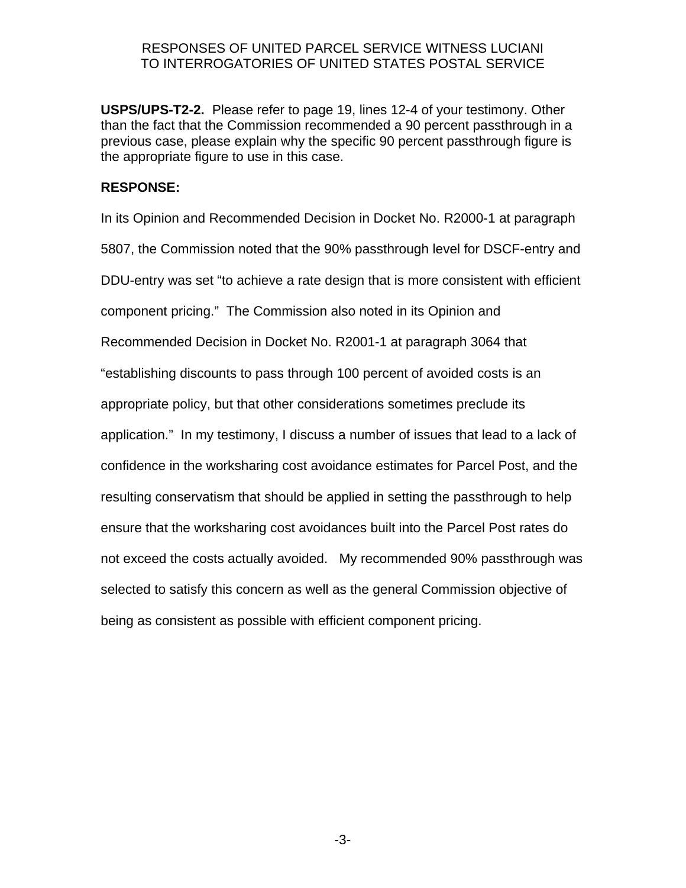RESPONSES OF UNITED PARCEL SERVICE WITNESS LUCIANI
TO INTERROGATORIES OF UNITED STATES POSTAL SERVICE

**USPS/UPS-T2-2.** Please refer to page 19, lines 12-4 of your testimony. Other than the fact that the Commission recommended a 90 percent passthrough in a previous case, please explain why the specific 90 percent passthrough figure is the appropriate figure to use in this case.

**RESPONSE:**

In its Opinion and Recommended Decision in Docket No. R2000-1 at paragraph 5807, the Commission noted that the 90% passthrough level for DSCF-entry and DDU-entry was set "to achieve a rate design that is more consistent with efficient component pricing." The Commission also noted in its Opinion and Recommended Decision in Docket No. R2001-1 at paragraph 3064 that "establishing discounts to pass through 100 percent of avoided costs is an appropriate policy, but that other considerations sometimes preclude its application." In my testimony, I discuss a number of issues that lead to a lack of confidence in the worksharing cost avoidance estimates for Parcel Post, and the resulting conservatism that should be applied in setting the passthrough to help ensure that the worksharing cost avoidances built into the Parcel Post rates do not exceed the costs actually avoided. My recommended 90% passthrough was selected to satisfy this concern as well as the general Commission objective of being as consistent as possible with efficient component pricing.